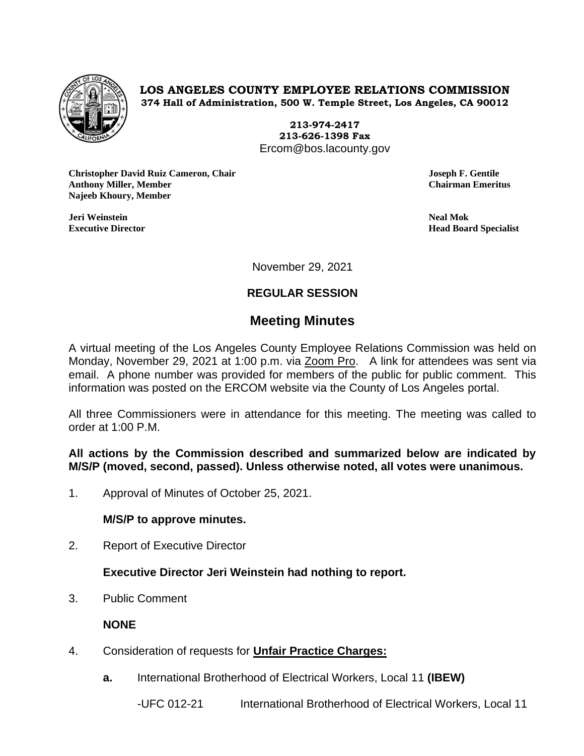**LOS ANGELES COUNTY EMPLOYEE RELATIONS COMMISSION**
**374 Hall of Administration, 500 W. Temple Street, Los Angeles, CA 90012**

**213-974-2417**
**213-626-1398 Fax**
Ercom@bos.lacounty.gov

**Christopher David Ruiz Cameron, Chair**
**Anthony Miller, Member**
**Najeeb Khoury, Member**

**Joseph F. Gentile**
**Chairman Emeritus**

**Jeri Weinstein**
**Executive Director**

**Neal Mok**
**Head Board Specialist**

November 29, 2021

**REGULAR SESSION**

## Meeting Minutes

A virtual meeting of the Los Angeles County Employee Relations Commission was held on Monday, November 29, 2021 at 1:00 p.m. via Zoom Pro. A link for attendees was sent via email. A phone number was provided for members of the public for public comment. This information was posted on the ERCOM website via the County of Los Angeles portal.

All three Commissioners were in attendance for this meeting. The meeting was called to order at 1:00 P.M.

**All actions by the Commission described and summarized below are indicated by M/S/P (moved, second, passed). Unless otherwise noted, all votes were unanimous.**

1. Approval of Minutes of October 25, 2021.

   **M/S/P to approve minutes.**

2. Report of Executive Director

   **Executive Director Jeri Weinstein had nothing to report.**

3. Public Comment

   **NONE**

4. Consideration of requests for **Unfair Practice Charges:**

   **a.** International Brotherhood of Electrical Workers, Local 11 **(IBEW)**

   -UFC 012-21 International Brotherhood of Electrical Workers, Local 11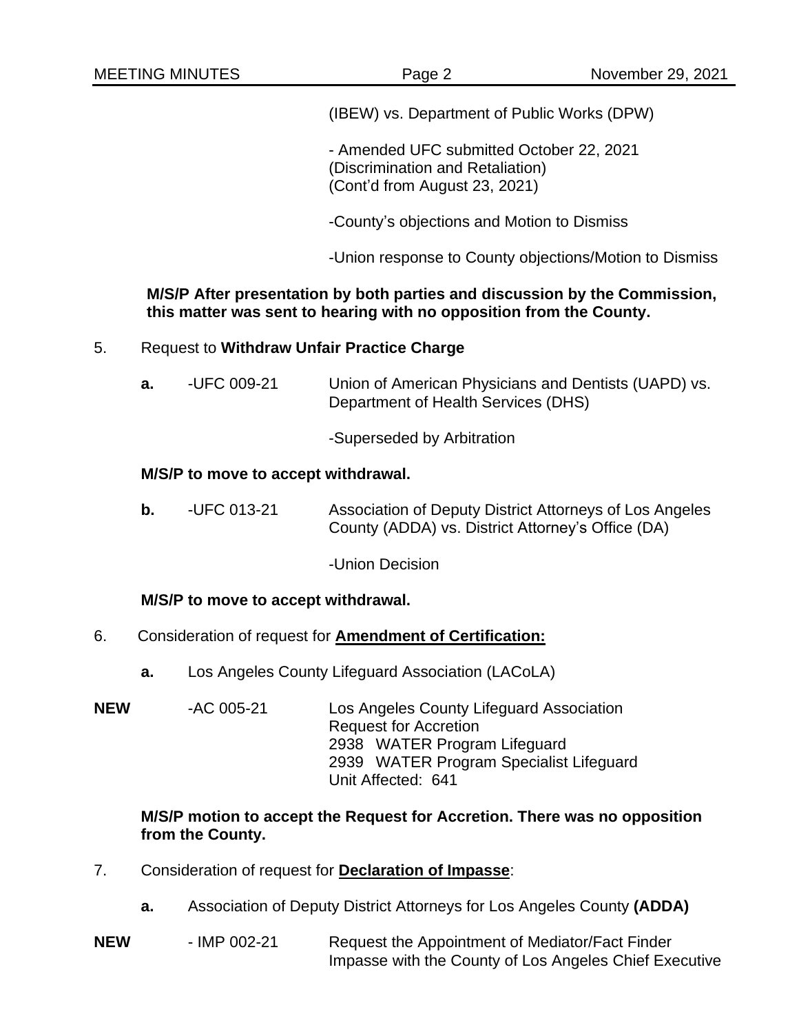(IBEW) vs. Department of Public Works (DPW)

- Amended UFC submitted October 22, 2021 (Discrimination and Retaliation) (Cont'd from August 23, 2021)

-County's objections and Motion to Dismiss

-Union response to County objections/Motion to Dismiss

**M/S/P After presentation by both parties and discussion by the Commission, this matter was sent to hearing with no opposition from the County.**

5. Request to **Withdraw Unfair Practice Charge**

   **a.** -UFC 009-21 Union of American Physicians and Dentists (UAPD) vs. Department of Health Services (DHS)

   -Superseded by Arbitration

   **M/S/P to move to accept withdrawal.**

   **b.** -UFC 013-21 Association of Deputy District Attorneys of Los Angeles County (ADDA) vs. District Attorney's Office (DA)

   -Union Decision

   **M/S/P to move to accept withdrawal.**

6. Consideration of request for **Amendment of Certification:**

   **a.** Los Angeles County Lifeguard Association (LACoLA)

**NEW** -AC 005-21 Los Angeles County Lifeguard Association
Request for Accretion
2938 WATER Program Lifeguard
2939 WATER Program Specialist Lifeguard
Unit Affected: 641

   **M/S/P motion to accept the Request for Accretion. There was no opposition from the County.**

7. Consideration of request for **Declaration of Impasse**:

   **a.** Association of Deputy District Attorneys for Los Angeles County **(ADDA)**

**NEW** - IMP 002-21 Request the Appointment of Mediator/Fact Finder
Impasse with the County of Los Angeles Chief Executive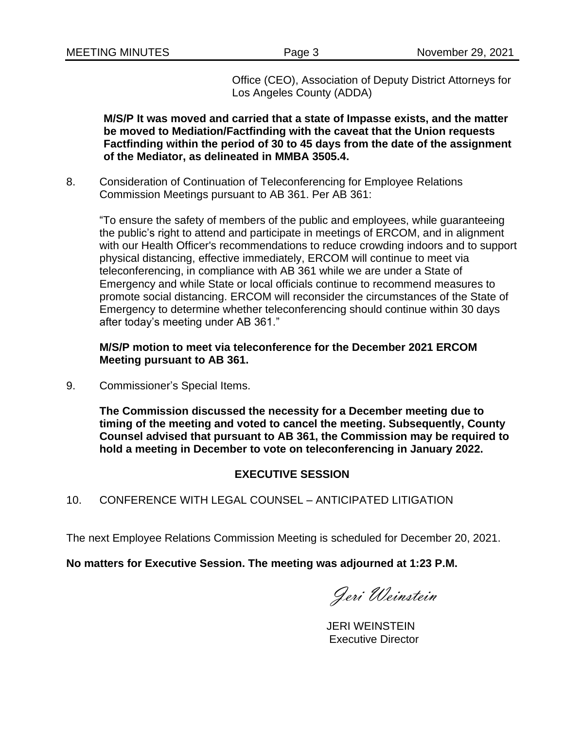Office (CEO), Association of Deputy District Attorneys for Los Angeles County (ADDA)

**M/S/P It was moved and carried that a state of Impasse exists, and the matter be moved to Mediation/Factfinding with the caveat that the Union requests Factfinding within the period of 30 to 45 days from the date of the assignment of the Mediator, as delineated in MMBA 3505.4.**

8. Consideration of Continuation of Teleconferencing for Employee Relations Commission Meetings pursuant to AB 361. Per AB 361:

   "To ensure the safety of members of the public and employees, while guaranteeing the public's right to attend and participate in meetings of ERCOM, and in alignment with our Health Officer's recommendations to reduce crowding indoors and to support physical distancing, effective immediately, ERCOM will continue to meet via teleconferencing, in compliance with AB 361 while we are under a State of Emergency and while State or local officials continue to recommend measures to promote social distancing. ERCOM will reconsider the circumstances of the State of Emergency to determine whether teleconferencing should continue within 30 days after today's meeting under AB 361."

   **M/S/P motion to meet via teleconference for the December 2021 ERCOM Meeting pursuant to AB 361.**

9. Commissioner's Special Items.

   **The Commission discussed the necessity for a December meeting due to timing of the meeting and voted to cancel the meeting. Subsequently, County Counsel advised that pursuant to AB 361, the Commission may be required to hold a meeting in December to vote on teleconferencing in January 2022.**

## EXECUTIVE SESSION

10. CONFERENCE WITH LEGAL COUNSEL – ANTICIPATED LITIGATION

The next Employee Relations Commission Meeting is scheduled for December 20, 2021.

**No matters for Executive Session. The meeting was adjourned at 1:23 P.M.**

*Jeri Weinstein*

JERI WEINSTEIN
Executive Director